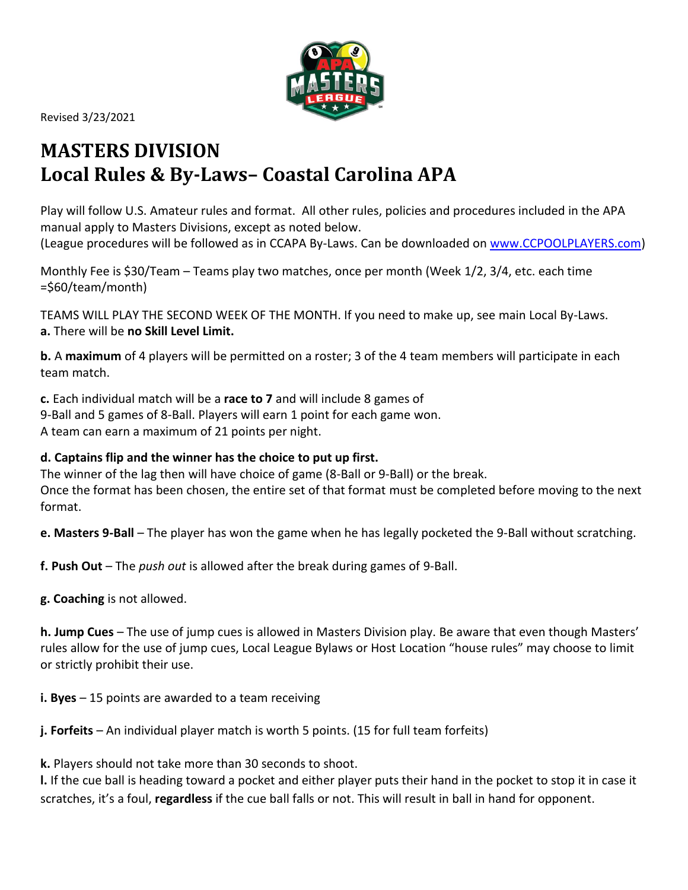Revised 3/23/2021

# MASTERS DIVISION
# Local Rules & By-Laws– Coastal Carolina APA

Play will follow U.S. Amateur rules and format. All other rules, policies and procedures included in the APA manual apply to Masters Divisions, except as noted below.
(League procedures will be followed as in CCAPA By-Laws. Can be downloaded on www.CCPOOLPLAYERS.com)

Monthly Fee is $30/Team – Teams play two matches, once per month (Week 1/2, 3/4, etc. each time =$60/team/month)

TEAMS WILL PLAY THE SECOND WEEK OF THE MONTH. If you need to make up, see main Local By-Laws.
**a.** There will be **no Skill Level Limit.**

**b.** A **maximum** of 4 players will be permitted on a roster; 3 of the 4 team members will participate in each team match.

**c.** Each individual match will be a **race to 7** and will include 8 games of
9-Ball and 5 games of 8-Ball. Players will earn 1 point for each game won.
A team can earn a maximum of 21 points per night.

**d. Captains flip and the winner has the choice to put up first.**
The winner of the lag then will have choice of game (8-Ball or 9-Ball) or the break.
Once the format has been chosen, the entire set of that format must be completed before moving to the next format.

**e. Masters 9-Ball** – The player has won the game when he has legally pocketed the 9-Ball without scratching.

**f. Push Out** – The *push out* is allowed after the break during games of 9-Ball.

**g. Coaching** is not allowed.

**h. Jump Cues** – The use of jump cues is allowed in Masters Division play. Be aware that even though Masters' rules allow for the use of jump cues, Local League Bylaws or Host Location "house rules" may choose to limit or strictly prohibit their use.

**i. Byes** – 15 points are awarded to a team receiving

**j. Forfeits** – An individual player match is worth 5 points. (15 for full team forfeits)

**k.** Players should not take more than 30 seconds to shoot.
**l.** If the cue ball is heading toward a pocket and either player puts their hand in the pocket to stop it in case it scratches, it's a foul, **regardless** if the cue ball falls or not. This will result in ball in hand for opponent.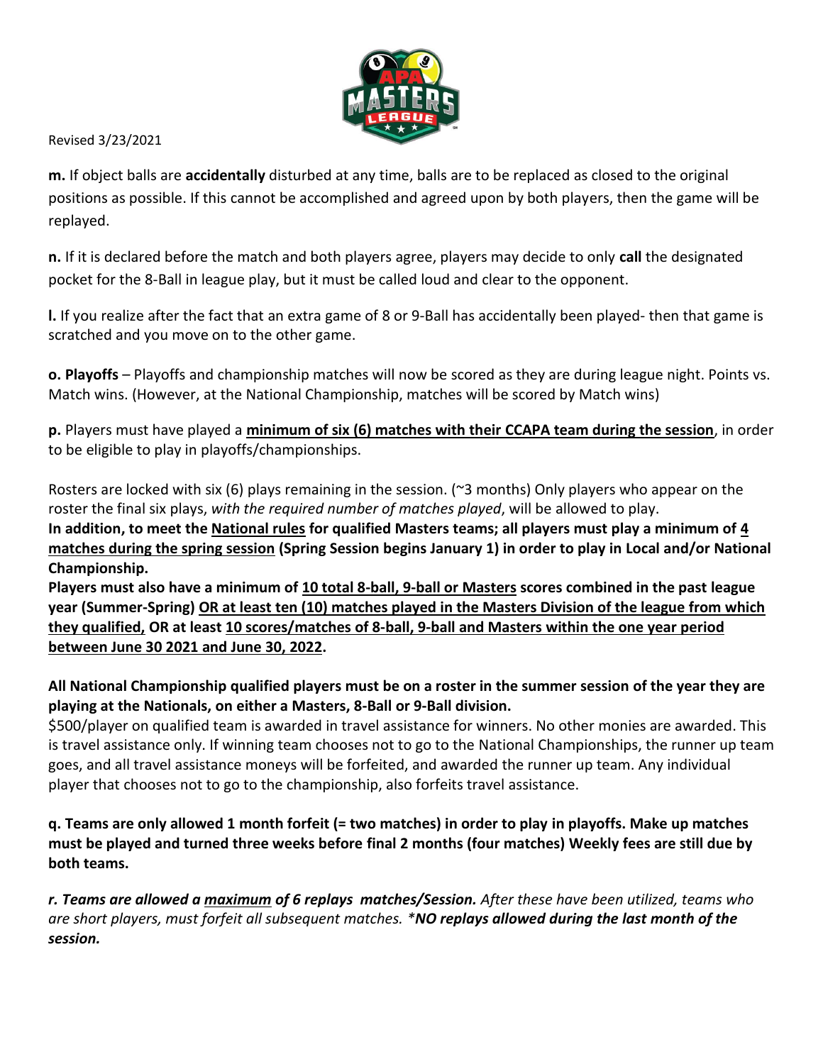Revised 3/23/2021

**m.** If object balls are **accidentally** disturbed at any time, balls are to be replaced as closed to the original positions as possible. If this cannot be accomplished and agreed upon by both players, then the game will be replayed.

**n.** If it is declared before the match and both players agree, players may decide to only **call** the designated pocket for the 8-Ball in league play, but it must be called loud and clear to the opponent.

**l.** If you realize after the fact that an extra game of 8 or 9-Ball has accidentally been played- then that game is scratched and you move on to the other game.

**o. Playoffs** – Playoffs and championship matches will now be scored as they are during league night. Points vs. Match wins. (However, at the National Championship, matches will be scored by Match wins)

**p.** Players must have played a **minimum of six (6) matches with their CCAPA team during the session**, in order to be eligible to play in playoffs/championships.

Rosters are locked with six (6) plays remaining in the session. (~3 months) Only players who appear on the roster the final six plays, *with the required number of matches played*, will be allowed to play.
**In addition, to meet the National rules for qualified Masters teams; all players must play a minimum of 4 matches during the spring session (Spring Session begins January 1) in order to play in Local and/or National Championship.**
**Players must also have a minimum of 10 total 8-ball, 9-ball or Masters scores combined in the past league year (Summer-Spring) OR at least ten (10) matches played in the Masters Division of the league from which they qualified, OR at least 10 scores/matches of 8-ball, 9-ball and Masters within the one year period between June 30 2021 and June 30, 2022.**

**All National Championship qualified players must be on a roster in the summer session of the year they are playing at the Nationals, on either a Masters, 8-Ball or 9-Ball division.**
$500/player on qualified team is awarded in travel assistance for winners. No other monies are awarded. This is travel assistance only. If winning team chooses not to go to the National Championships, the runner up team goes, and all travel assistance moneys will be forfeited, and awarded the runner up team. Any individual player that chooses not to go to the championship, also forfeits travel assistance.

**q. Teams are only allowed 1 month forfeit (= two matches) in order to play in playoffs. Make up matches must be played and turned three weeks before final 2 months (four matches) Weekly fees are still due by both teams.**

***r. Teams are allowed a maximum of 6 replays matches/Session.*** *After these have been utilized, teams who are short players, must forfeit all subsequent matches.* ***\*NO replays allowed during the last month of the session.***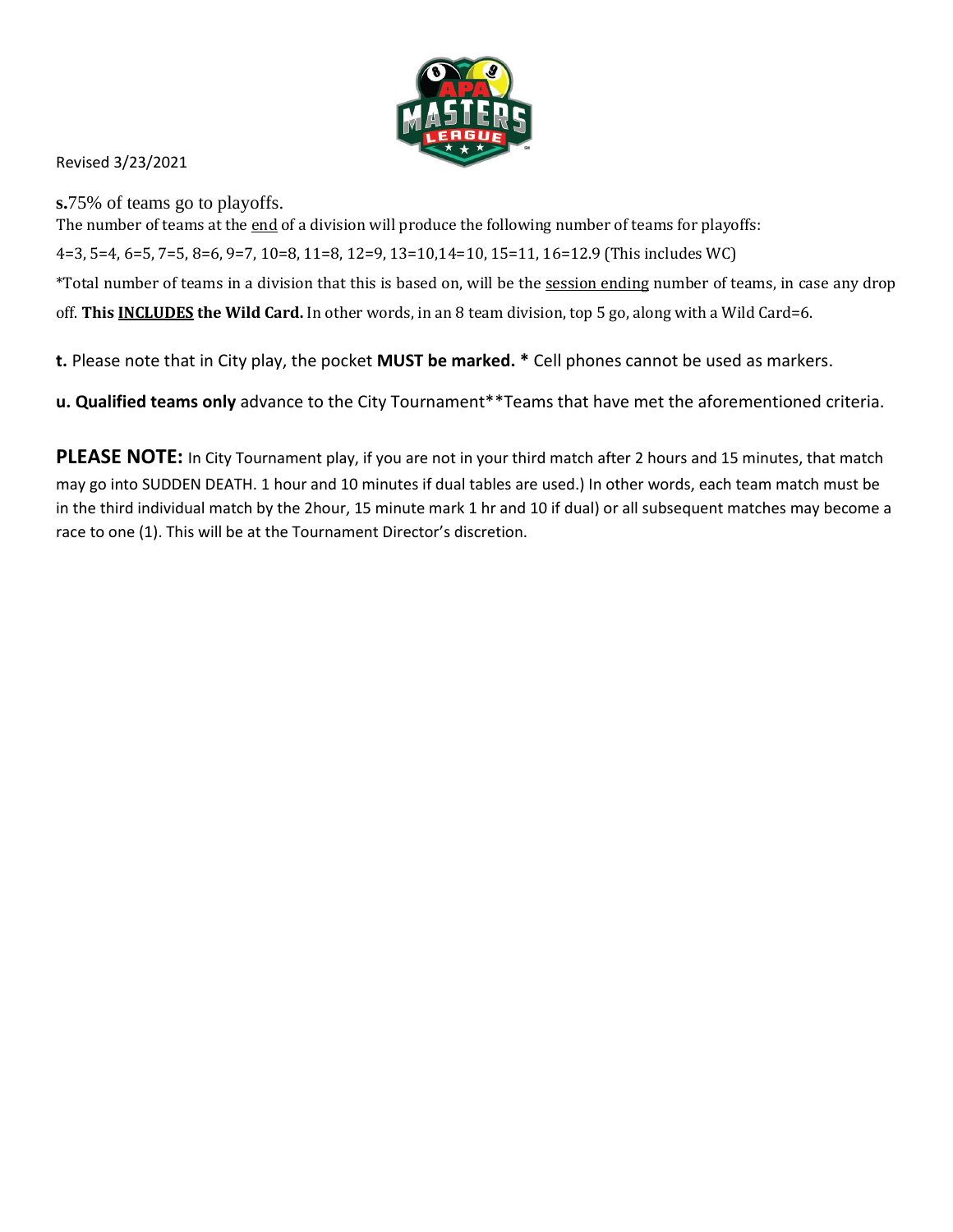Revised 3/23/2021

**s.**75% of teams go to playoffs.

The number of teams at the end of a division will produce the following number of teams for playoffs:

4=3, 5=4, 6=5, 7=5, 8=6, 9=7, 10=8, 11=8, 12=9, 13=10,14=10, 15=11, 16=12.9 (This includes WC)

*Total number of teams in a division that this is based on, will be the session ending number of teams, in case any drop off. **This INCLUDES the Wild Card.** In other words, in an 8 team division, top 5 go, along with a Wild Card=6.

**t.** Please note that in City play, the pocket **MUST be marked. *** Cell phones cannot be used as markers.

**u. Qualified teams only** advance to the City Tournament**Teams that have met the aforementioned criteria.

**PLEASE NOTE:** In City Tournament play, if you are not in your third match after 2 hours and 15 minutes, that match may go into SUDDEN DEATH. 1 hour and 10 minutes if dual tables are used.) In other words, each team match must be in the third individual match by the 2hour, 15 minute mark 1 hr and 10 if dual) or all subsequent matches may become a race to one (1). This will be at the Tournament Director's discretion.